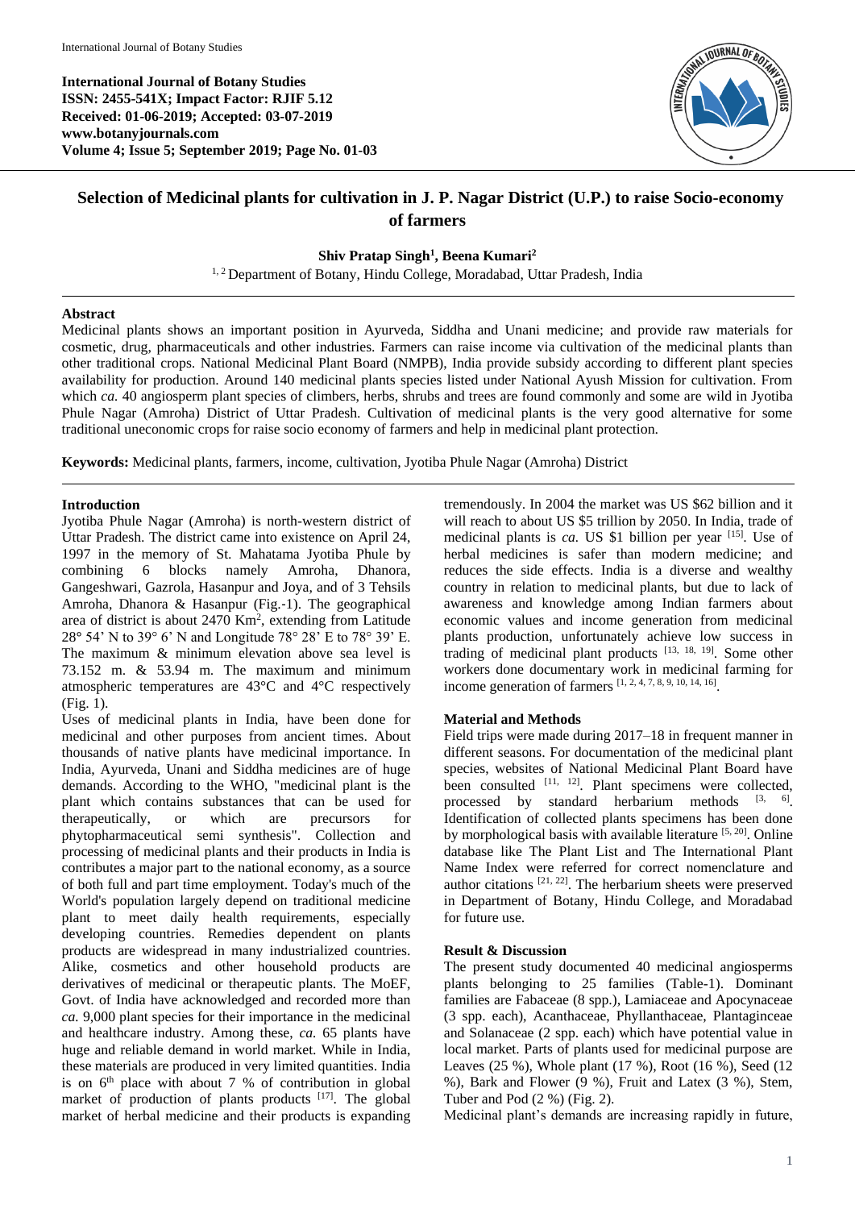International Journal of Botany Studies
ISSN: 2455-541X; Impact Factor: RJIF 5.12
Received: 01-06-2019; Accepted: 03-07-2019
www.botanyjournals.com
Volume 4; Issue 5; September 2019; Page No. 01-03

# Selection of Medicinal plants for cultivation in J. P. Nagar District (U.P.) to raise Socio-economy of farmers

**Shiv Pratap Singh[1], Beena Kumari[2]**

[1, 2] Department of Botany, Hindu College, Moradabad, Uttar Pradesh, India

## Abstract

Medicinal plants shows an important position in Ayurveda, Siddha and Unani medicine; and provide raw materials for cosmetic, drug, pharmaceuticals and other industries. Farmers can raise income via cultivation of the medicinal plants than other traditional crops. National Medicinal Plant Board (NMPB), India provide subsidy according to different plant species availability for production. Around 140 medicinal plants species listed under National Ayush Mission for cultivation. From which *ca.* 40 angiosperm plant species of climbers, herbs, shrubs and trees are found commonly and some are wild in Jyotiba Phule Nagar (Amroha) District of Uttar Pradesh. Cultivation of medicinal plants is the very good alternative for some traditional uneconomic crops for raise socio economy of farmers and help in medicinal plant protection.

**Keywords:** Medicinal plants, farmers, income, cultivation, Jyotiba Phule Nagar (Amroha) District

## Introduction

Jyotiba Phule Nagar (Amroha) is north-western district of Uttar Pradesh. The district came into existence on April 24, 1997 in the memory of St. Mahatama Jyotiba Phule by combining 6 blocks namely Amroha, Dhanora, Gangeshwari, Gazrola, Hasanpur and Joya, and of 3 Tehsils Amroha, Dhanora & Hasanpur (Fig.-1). The geographical area of district is about 2470 $Km^2$, extending from Latitude 28° 54' N to 39° 6' N and Longitude 78° 28' E to 78° 39' E. The maximum & minimum elevation above sea level is 73.152 m. & 53.94 m. The maximum and minimum atmospheric temperatures are 43°C and 4°C respectively (Fig. 1).

Uses of medicinal plants in India, have been done for medicinal and other purposes from ancient times. About thousands of native plants have medicinal importance. In India, Ayurveda, Unani and Siddha medicines are of huge demands. According to the WHO, "medicinal plant is the plant which contains substances that can be used for therapeutically, or which are precursors for phytopharmaceutical semi synthesis". Collection and processing of medicinal plants and their products in India is contributes a major part to the national economy, as a source of both full and part time employment. Today's much of the World's population largely depend on traditional medicine plant to meet daily health requirements, especially developing countries. Remedies dependent on plants products are widespread in many industrialized countries. Alike, cosmetics and other household products are derivatives of medicinal or therapeutic plants. The MoEF, Govt. of India have acknowledged and recorded more than *ca.* 9,000 plant species for their importance in the medicinal and healthcare industry. Among these, *ca.* 65 plants have huge and reliable demand in world market. While in India, these materials are produced in very limited quantities. India is on 6th place with about 7 % of contribution in global market of production of plants products [17]. The global market of herbal medicine and their products is expanding tremendously. In 2004 the market was US $62 billion and it will reach to about US $5 trillion by 2050. In India, trade of medicinal plants is *ca.* US $1 billion per year [15]. Use of herbal medicines is safer than modern medicine; and reduces the side effects. India is a diverse and wealthy country in relation to medicinal plants, but due to lack of awareness and knowledge among Indian farmers about economic values and income generation from medicinal plants production, unfortunately achieve low success in trading of medicinal plant products [13, 18, 19]. Some other workers done documentary work in medicinal farming for income generation of farmers [1, 2, 4, 7, 8, 9, 10, 14, 16].

## Material and Methods

Field trips were made during 2017–18 in frequent manner in different seasons. For documentation of the medicinal plant species, websites of National Medicinal Plant Board have been consulted [11, 12]. Plant specimens were collected, processed by standard herbarium methods [3, 6]. Identification of collected plants specimens has been done by morphological basis with available literature [5, 20]. Online database like The Plant List and The International Plant Name Index were referred for correct nomenclature and author citations [21, 22]. The herbarium sheets were preserved in Department of Botany, Hindu College, and Moradabad for future use.

## Result & Discussion

The present study documented 40 medicinal angiosperms plants belonging to 25 families (Table-1). Dominant families are Fabaceae (8 spp.), Lamiaceae and Apocynaceae (3 spp. each), Acanthaceae, Phyllanthaceae, Plantaginceae and Solanaceae (2 spp. each) which have potential value in local market. Parts of plants used for medicinal purpose are Leaves (25 %), Whole plant (17 %), Root (16 %), Seed (12 %), Bark and Flower (9 %), Fruit and Latex (3 %), Stem, Tuber and Pod (2 %) (Fig. 2).

Medicinal plant's demands are increasing rapidly in future,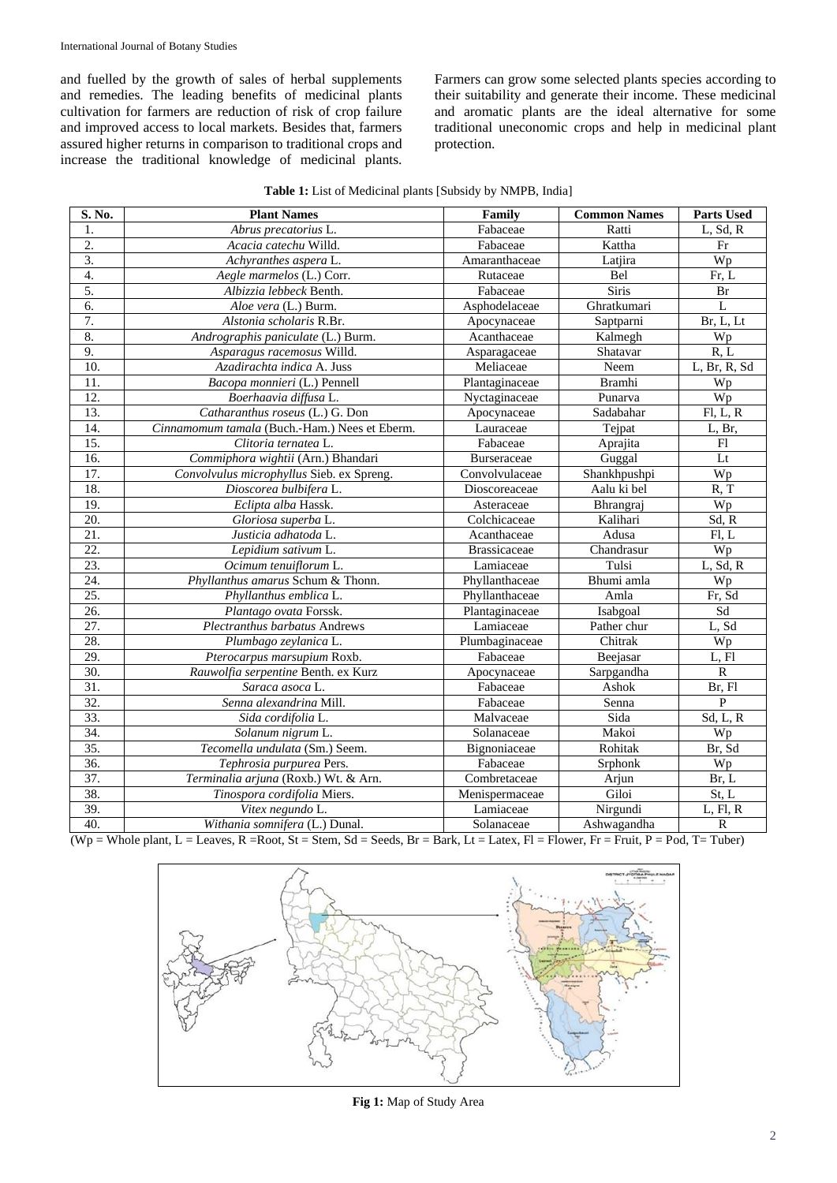and fuelled by the growth of sales of herbal supplements and remedies. The leading benefits of medicinal plants cultivation for farmers are reduction of risk of crop failure and improved access to local markets. Besides that, farmers assured higher returns in comparison to traditional crops and increase the traditional knowledge of medicinal plants. Farmers can grow some selected plants species according to their suitability and generate their income. These medicinal and aromatic plants are the ideal alternative for some traditional uneconomic crops and help in medicinal plant protection.

**Table 1:** List of Medicinal plants [Subsidy by NMPB, India]

| S. No. | Plant Names | Family | Common Names | Parts Used |
|---|---|---|---|---|
| 1. | *Abrus precatorius* L. | Fabaceae | Ratti | L, Sd, R |
| 2. | *Acacia catechu* Willd. | Fabaceae | Kattha | Fr |
| 3. | *Achyranthes aspera* L. | Amaranthaceae | Latjira | Wp |
| 4. | *Aegle marmelos* (L.) Corr. | Rutaceae | Bel | Fr, L |
| 5. | *Albizzia lebbeck* Benth. | Fabaceae | Siris | Br |
| 6. | *Aloe vera* (L.) Burm. | Asphodelaceae | Ghratkumari | L |
| 7. | *Alstonia scholaris* R.Br. | Apocynaceae | Saptparni | Br, L, Lt |
| 8. | *Andrographis paniculate* (L.) Burm. | Acanthaceae | Kalmegh | Wp |
| 9. | *Asparagus racemosus* Willd. | Asparagaceae | Shatavar | R, L |
| 10. | *Azadirachta indica* A. Juss | Meliaceae | Neem | L, Br, R, Sd |
| 11. | *Bacopa monnieri* (L.) Pennell | Plantaginaceae | Bramhi | Wp |
| 12. | *Boerhaavia diffusa* L. | Nyctaginaceae | Punarva | Wp |
| 13. | *Catharanthus roseus* (L.) G. Don | Apocynaceae | Sadabahar | Fl, L, R |
| 14. | *Cinnamomum tamala* (Buch.-Ham.) Nees et Eberm. | Lauraceae | Tejpat | L, Br, |
| 15. | *Clitoria ternatea* L. | Fabaceae | Aprajita | Fl |
| 16. | *Commiphora wightii* (Arn.) Bhandari | Burseraceae | Guggal | Lt |
| 17. | *Convolvulus microphyllus* Sieb. ex Spreng. | Convolvulaceae | Shankhpushpi | Wp |
| 18. | *Dioscorea bulbifera* L. | Dioscoreaceae | Aalu ki bel | R, T |
| 19. | *Eclipta alba* Hassk. | Asteraceae | Bhrangraj | Wp |
| 20. | *Gloriosa superba* L. | Colchicaceae | Kalihari | Sd, R |
| 21. | *Justicia adhatoda* L. | Acanthaceae | Adusa | Fl, L |
| 22. | *Lepidium sativum* L. | Brassicaceae | Chandrasur | Wp |
| 23. | *Ocimum tenuiflorum* L. | Lamiaceae | Tulsi | L, Sd, R |
| 24. | *Phyllanthus amarus* Schum & Thonn. | Phyllanthaceae | Bhumi amla | Wp |
| 25. | *Phyllanthus emblica* L. | Phyllanthaceae | Amla | Fr, Sd |
| 26. | *Plantago ovata* Forssk. | Plantaginaceae | Isabgoal | Sd |
| 27. | *Plectranthus barbatus* Andrews | Lamiaceae | Pather chur | L, Sd |
| 28. | *Plumbago zeylanica* L. | Plumbaginaceae | Chitrak | Wp |
| 29. | *Pterocarpus marsupium* Roxb. | Fabaceae | Beejasar | L, Fl |
| 30. | *Rauwolfia serpentine* Benth. ex Kurz | Apocynaceae | Sarpgandha | R |
| 31. | *Saraca asoca* L. | Fabaceae | Ashok | Br, Fl |
| 32. | *Senna alexandrina* Mill. | Fabaceae | Senna | P |
| 33. | *Sida cordifolia* L. | Malvaceae | Sida | Sd, L, R |
| 34. | *Solanum nigrum* L. | Solanaceae | Makoi | Wp |
| 35. | *Tecomella undulata* (Sm.) Seem. | Bignoniaceae | Rohitak | Br, Sd |
| 36. | *Tephrosia purpurea* Pers. | Fabaceae | Srphonk | Wp |
| 37. | *Terminalia arjuna* (Roxb.) Wt. & Arn. | Combretaceae | Arjun | Br, L |
| 38. | *Tinospora cordifolia* Miers. | Menispermaceae | Giloi | St, L |
| 39. | *Vitex negundo* L. | Lamiaceae | Nirgundi | L, Fl, R |
| 40. | *Withania somnifera* (L.) Dunal. | Solanaceae | Ashwagandha | R |

(Wp = Whole plant, L = Leaves, R =Root, St = Stem, Sd = Seeds, Br = Bark, Lt = Latex, Fl = Flower, Fr = Fruit, P = Pod, T= Tuber)

**Fig 1:** Map of Study Area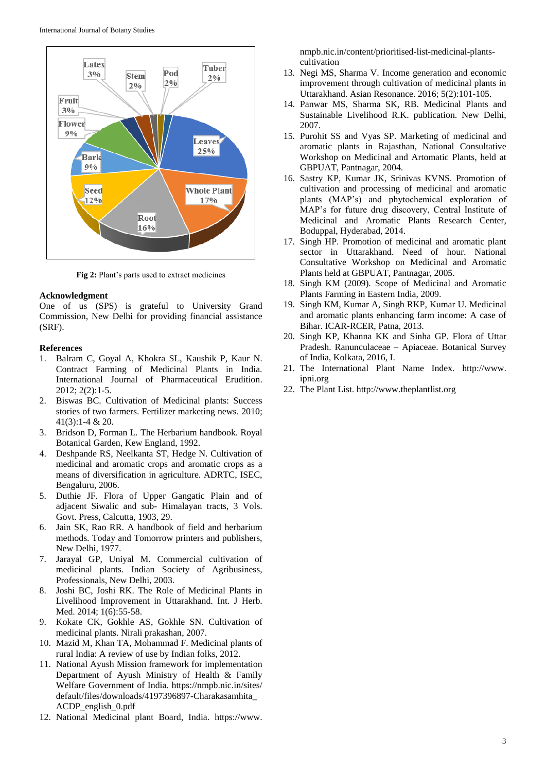Latex 3%

Stem 2%

Pod 2%

Tuber 2%

Fruit 3%

Flower 9%

Leaves 25%

Bark 9%

Seed 12%

Whole Plant 17%

Root 16%

**Fig 2:** Plant's parts used to extract medicines

## Acknowledgment

One of us (SPS) is grateful to University Grand Commission, New Delhi for providing financial assistance (SRF).

## References

1. Balram C, Goyal A, Khokra SL, Kaushik P, Kaur N. Contract Farming of Medicinal Plants in India. International Journal of Pharmaceutical Erudition. 2012; 2(2):1-5.
2. Biswas BC. Cultivation of Medicinal plants: Success stories of two farmers. Fertilizer marketing news. 2010; 41(3):1-4 & 20.
3. Bridson D, Forman L. The Herbarium handbook. Royal Botanical Garden, Kew England, 1992.
4. Deshpande RS, Neelkanta ST, Hedge N. Cultivation of medicinal and aromatic crops and aromatic crops as a means of diversification in agriculture. ADRTC, ISEC, Bengaluru, 2006.
5. Duthie JF. Flora of Upper Gangatic Plain and of adjacent Siwalic and sub- Himalayan tracts, 3 Vols. Govt. Press, Calcutta, 1903, 29.
6. Jain SK, Rao RR. A handbook of field and herbarium methods. Today and Tomorrow printers and publishers, New Delhi, 1977.
7. Jarayal GP, Uniyal M. Commercial cultivation of medicinal plants. Indian Society of Agribusiness, Professionals, New Delhi, 2003.
8. Joshi BC, Joshi RK. The Role of Medicinal Plants in Livelihood Improvement in Uttarakhand. Int. J Herb. Med. 2014; 1(6):55-58.
9. Kokate CK, Gokhle AS, Gokhle SN. Cultivation of medicinal plants. Nirali prakashan, 2007.
10. Mazid M, Khan TA, Mohammad F. Medicinal plants of rural India: A review of use by Indian folks, 2012.
11. National Ayush Mission framework for implementation Department of Ayush Ministry of Health & Family Welfare Government of India. https://nmpb.nic.in/sites/default/files/downloads/4197396897-Charakasamhita_ACDP_english_0.pdf
12. National Medicinal plant Board, India. https://www.nmpb.nic.in/content/prioritised-list-medicinal-plants-cultivation
13. Negi MS, Sharma V. Income generation and economic improvement through cultivation of medicinal plants in Uttarakhand. Asian Resonance. 2016; 5(2):101-105.
14. Panwar MS, Sharma SK, RB. Medicinal Plants and Sustainable Livelihood R.K. publication. New Delhi, 2007.
15. Purohit SS and Vyas SP. Marketing of medicinal and aromatic plants in Rajasthan, National Consultative Workshop on Medicinal and Artomatic Plants, held at GBPUAT, Pantnagar, 2004.
16. Sastry KP, Kumar JK, Srinivas KVNS. Promotion of cultivation and processing of medicinal and aromatic plants (MAP's) and phytochemical exploration of MAP's for future drug discovery, Central Institute of Medicinal and Aromatic Plants Research Center, Boduppal, Hyderabad, 2014.
17. Singh HP. Promotion of medicinal and aromatic plant sector in Uttarakhand. Need of hour. National Consultative Workshop on Medicinal and Aromatic Plants held at GBPUAT, Pantnagar, 2005.
18. Singh KM (2009). Scope of Medicinal and Aromatic Plants Farming in Eastern India, 2009.
19. Singh KM, Kumar A, Singh RKP, Kumar U. Medicinal and aromatic plants enhancing farm income: A case of Bihar. ICAR-RCER, Patna, 2013.
20. Singh KP, Khanna KK and Sinha GP. Flora of Uttar Pradesh. Ranunculaceae – Apiaceae. Botanical Survey of India, Kolkata, 2016, I.
21. The International Plant Name Index. http://www.ipni.org
22. The Plant List. http://www.theplantlist.org